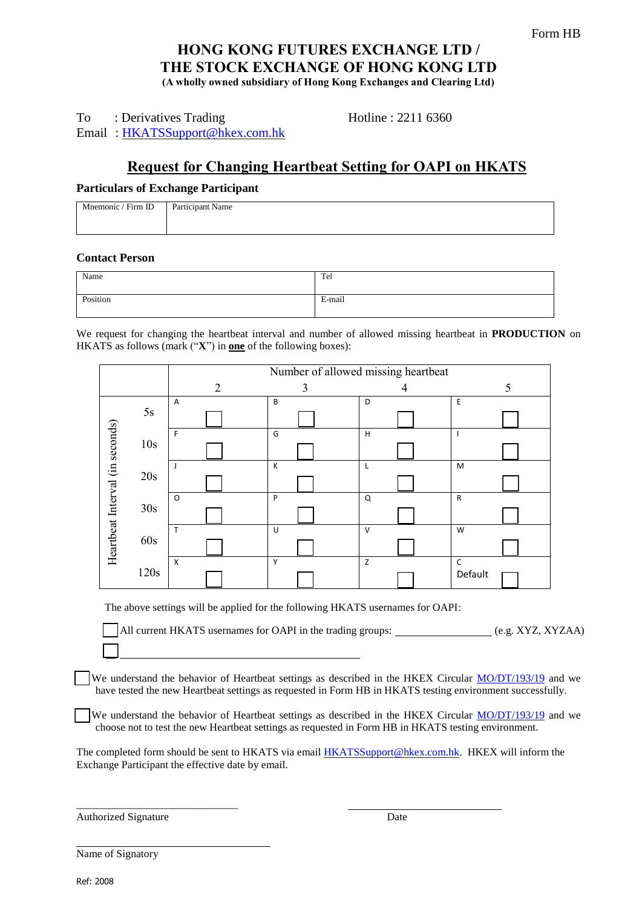Form HB

# HONG KONG FUTURES EXCHANGE LTD / THE STOCK EXCHANGE OF HONG KONG LTD

**(A wholly owned subsidiary of Hong Kong Exchanges and Clearing Ltd)**

To : Derivatives Trading Hotline : 2211 6360
Email : HKATSSupport@hkex.com.hk

## Request for Changing Heartbeat Setting for OAPI on HKATS

### Particulars of Exchange Participant

| Mnemonic / Firm ID | Participant Name |
|---|---|
| | |

### Contact Person

| Name | Tel |
|---|---|
| Position | E-mail |

We request for changing the heartbeat interval and number of allowed missing heartbeat in **PRODUCTION** on HKATS as follows (mark ("**X**") in **one** of the following boxes):

| Heartbeat Interval (in seconds) | Number of allowed missing heartbeat: 2 | 3 | 4 | 5 |
|---|---|---|---|---|
| 5s | A ☐ | B ☐ | D ☐ | E ☐ |
| 10s | F ☐ | G ☐ | H ☐ | I ☐ |
| 20s | J ☐ | K ☐ | L ☐ | M ☐ |
| 30s | O ☐ | P ☐ | Q ☐ | R ☐ |
| 60s | T ☐ | U ☐ | V ☐ | W ☐ |
| 120s | X ☐ | Y ☐ | Z ☐ | C Default ☐ |

The above settings will be applied for the following HKATS usernames for OAPI:

☐ All current HKATS usernames for OAPI in the trading groups: ________________ (e.g. XYZ, XYZAA)

☐ ________________________________________

☐ We understand the behavior of Heartbeat settings as described in the HKEX Circular MO/DT/193/19 and we have tested the new Heartbeat settings as requested in Form HB in HKATS testing environment successfully.

☐ We understand the behavior of Heartbeat settings as described in the HKEX Circular MO/DT/193/19 and we choose not to test the new Heartbeat settings as requested in Form HB in HKATS testing environment.

The completed form should be sent to HKATS via email HKATSSupport@hkex.com.hk. HKEX will inform the Exchange Participant the effective date by email.

______________________________ ______________________________
Authorized Signature Date

______________________________
Name of Signatory

Ref: 2008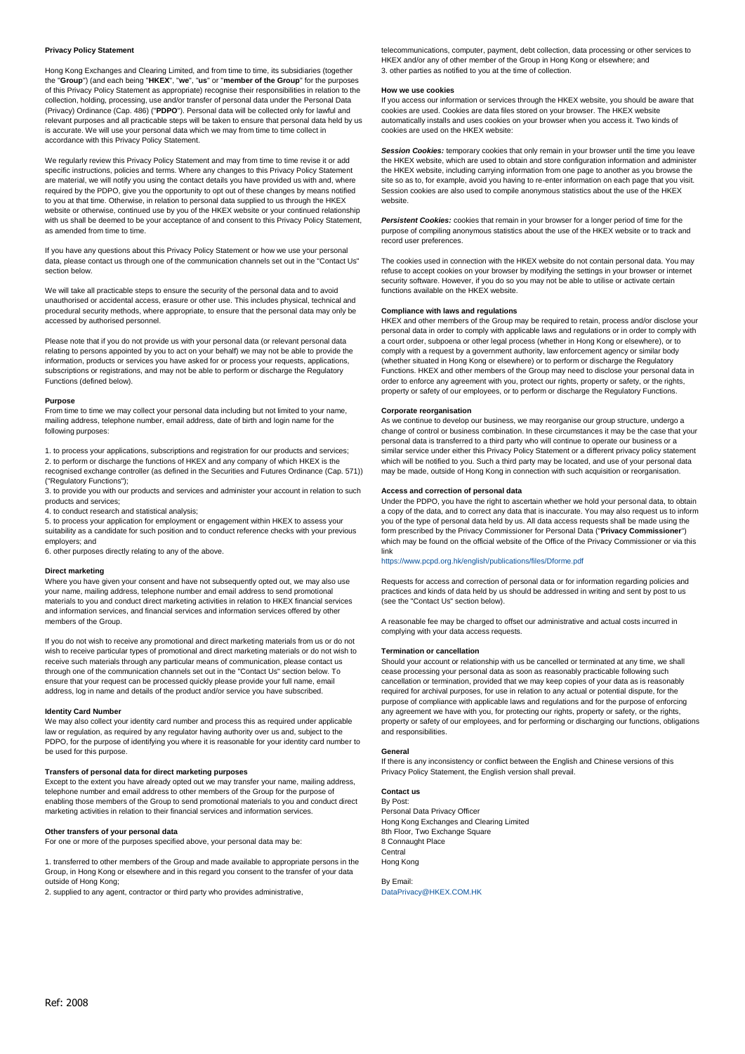## Privacy Policy Statement

Hong Kong Exchanges and Clearing Limited, and from time to time, its subsidiaries (together the "**Group**") (and each being "**HKEX**", "**we**", "**us**" or "**member of the Group**" for the purposes of this Privacy Policy Statement as appropriate) recognise their responsibilities in relation to the collection, holding, processing, use and/or transfer of personal data under the Personal Data (Privacy) Ordinance (Cap. 486) ("**PDPO**"). Personal data will be collected only for lawful and relevant purposes and all practicable steps will be taken to ensure that personal data held by us is accurate. We will use your personal data which we may from time to time collect in accordance with this Privacy Policy Statement.

We regularly review this Privacy Policy Statement and may from time to time revise it or add specific instructions, policies and terms. Where any changes to this Privacy Policy Statement are material, we will notify you using the contact details you have provided us with and, where required by the PDPO, give you the opportunity to opt out of these changes by means notified to you at that time. Otherwise, in relation to personal data supplied to us through the HKEX website or otherwise, continued use by you of the HKEX website or your continued relationship with us shall be deemed to be your acceptance of and consent to this Privacy Policy Statement, as amended from time to time.

If you have any questions about this Privacy Policy Statement or how we use your personal data, please contact us through one of the communication channels set out in the "Contact Us" section below.

We will take all practicable steps to ensure the security of the personal data and to avoid unauthorised or accidental access, erasure or other use. This includes physical, technical and procedural security methods, where appropriate, to ensure that the personal data may only be accessed by authorised personnel.

Please note that if you do not provide us with your personal data (or relevant personal data relating to persons appointed by you to act on your behalf) we may not be able to provide the information, products or services you have asked for or process your requests, applications, subscriptions or registrations, and may not be able to perform or discharge the Regulatory Functions (defined below).

### Purpose

From time to time we may collect your personal data including but not limited to your name, mailing address, telephone number, email address, date of birth and login name for the following purposes:

1. to process your applications, subscriptions and registration for our products and services;
2. to perform or discharge the functions of HKEX and any company of which HKEX is the recognised exchange controller (as defined in the Securities and Futures Ordinance (Cap. 571)) ("Regulatory Functions");
3. to provide you with our products and services and administer your account in relation to such products and services;
4. to conduct research and statistical analysis;
5. to process your application for employment or engagement within HKEX to assess your suitability as a candidate for such position and to conduct reference checks with your previous employers; and
6. other purposes directly relating to any of the above.

### Direct marketing

Where you have given your consent and have not subsequently opted out, we may also use your name, mailing address, telephone number and email address to send promotional materials to you and conduct direct marketing activities in relation to HKEX financial services and information services, and financial services and information services offered by other members of the Group.

If you do not wish to receive any promotional and direct marketing materials from us or do not wish to receive particular types of promotional and direct marketing materials or do not wish to receive such materials through any particular means of communication, please contact us through one of the communication channels set out in the "Contact Us" section below. To ensure that your request can be processed quickly please provide your full name, email address, log in name and details of the product and/or service you have subscribed.

### Identity Card Number

We may also collect your identity card number and process this as required under applicable law or regulation, as required by any regulator having authority over us and, subject to the PDPO, for the purpose of identifying you where it is reasonable for your identity card number to be used for this purpose.

### Transfers of personal data for direct marketing purposes

Except to the extent you have already opted out we may transfer your name, mailing address, telephone number and email address to other members of the Group for the purpose of enabling those members of the Group to send promotional materials to you and conduct direct marketing activities in relation to their financial services and information services.

### Other transfers of your personal data

For one or more of the purposes specified above, your personal data may be:

1. transferred to other members of the Group and made available to appropriate persons in the Group, in Hong Kong or elsewhere and in this regard you consent to the transfer of your data outside of Hong Kong;
2. supplied to any agent, contractor or third party who provides administrative, telecommunications, computer, payment, debt collection, data processing or other services to HKEX and/or any of other member of the Group in Hong Kong or elsewhere; and
3. other parties as notified to you at the time of collection.

### How we use cookies

If you access our information or services through the HKEX website, you should be aware that cookies are used. Cookies are data files stored on your browser. The HKEX website automatically installs and uses cookies on your browser when you access it. Two kinds of cookies are used on the HKEX website:

***Session Cookies:*** temporary cookies that only remain in your browser until the time you leave the HKEX website, which are used to obtain and store configuration information and administer the HKEX website, including carrying information from one page to another as you browse the site so as to, for example, avoid you having to re-enter information on each page that you visit. Session cookies are also used to compile anonymous statistics about the use of the HKEX website.

***Persistent Cookies:*** cookies that remain in your browser for a longer period of time for the purpose of compiling anonymous statistics about the use of the HKEX website or to track and record user preferences.

The cookies used in connection with the HKEX website do not contain personal data. You may refuse to accept cookies on your browser by modifying the settings in your browser or internet security software. However, if you do so you may not be able to utilise or activate certain functions available on the HKEX website.

### Compliance with laws and regulations

HKEX and other members of the Group may be required to retain, process and/or disclose your personal data in order to comply with applicable laws and regulations or in order to comply with a court order, subpoena or other legal process (whether in Hong Kong or elsewhere), or to comply with a request by a government authority, law enforcement agency or similar body (whether situated in Hong Kong or elsewhere) or to perform or discharge the Regulatory Functions. HKEX and other members of the Group may need to disclose your personal data in order to enforce any agreement with you, protect our rights, property or safety, or the rights, property or safety of our employees, or to perform or discharge the Regulatory Functions.

### Corporate reorganisation

As we continue to develop our business, we may reorganise our group structure, undergo a change of control or business combination. In these circumstances it may be the case that your personal data is transferred to a third party who will continue to operate our business or a similar service under either this Privacy Policy Statement or a different privacy policy statement which will be notified to you. Such a third party may be located, and use of your personal data may be made, outside of Hong Kong in connection with such acquisition or reorganisation.

### Access and correction of personal data

Under the PDPO, you have the right to ascertain whether we hold your personal data, to obtain a copy of the data, and to correct any data that is inaccurate. You may also request us to inform you of the type of personal data held by us. All data access requests shall be made using the form prescribed by the Privacy Commissioner for Personal Data ("**Privacy Commissioner**") which may be found on the official website of the Office of the Privacy Commissioner or via this link

https://www.pcpd.org.hk/english/publications/files/Dforme.pdf

Requests for access and correction of personal data or for information regarding policies and practices and kinds of data held by us should be addressed in writing and sent by post to us (see the "Contact Us" section below).

A reasonable fee may be charged to offset our administrative and actual costs incurred in complying with your data access requests.

### Termination or cancellation

Should your account or relationship with us be cancelled or terminated at any time, we shall cease processing your personal data as soon as reasonably practicable following such cancellation or termination, provided that we may keep copies of your data as is reasonably required for archival purposes, for use in relation to any actual or potential dispute, for the purpose of compliance with applicable laws and regulations and for the purpose of enforcing any agreement we have with you, for protecting our rights, property or safety, or the rights, property or safety of our employees, and for performing or discharging our functions, obligations and responsibilities.

### General

If there is any inconsistency or conflict between the English and Chinese versions of this Privacy Policy Statement, the English version shall prevail.

### Contact us

By Post:
Personal Data Privacy Officer
Hong Kong Exchanges and Clearing Limited
8th Floor, Two Exchange Square
8 Connaught Place
Central
Hong Kong

By Email:
DataPrivacy@HKEX.COM.HK

Ref: 2008